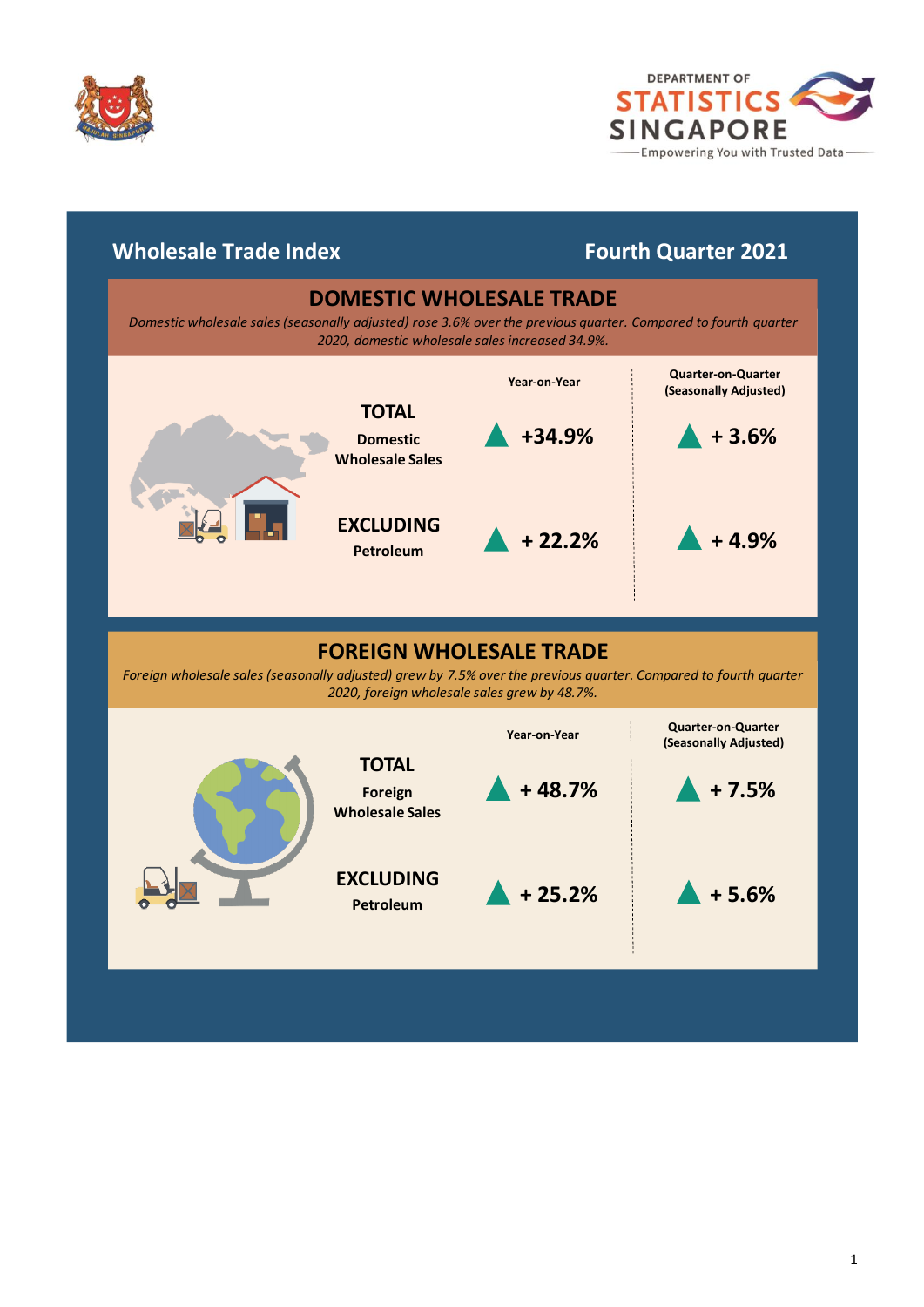# Wholesale Trade Index — Fourth Quarter 2021

## DOMESTIC WHOLESALE TRADE

*Domestic wholesale sales (seasonally adjusted) rose 3.6% over the previous quarter. Compared to fourth quarter 2020, domestic wholesale sales increased 34.9%.*

| | Year-on-Year | Quarter-on-Quarter (Seasonally Adjusted) |
|---|---|---|
| **TOTAL** Domestic Wholesale Sales | ▲ +34.9% | ▲ + 3.6% |
| **EXCLUDING** Petroleum | ▲ + 22.2% | ▲ + 4.9% |

## FOREIGN WHOLESALE TRADE

*Foreign wholesale sales (seasonally adjusted) grew by 7.5% over the previous quarter. Compared to fourth quarter 2020, foreign wholesale sales grew by 48.7%.*

| | Year-on-Year | Quarter-on-Quarter (Seasonally Adjusted) |
|---|---|---|
| **TOTAL** Foreign Wholesale Sales | ▲ + 48.7% | ▲ + 7.5% |
| **EXCLUDING** Petroleum | ▲ + 25.2% | ▲ + 5.6% |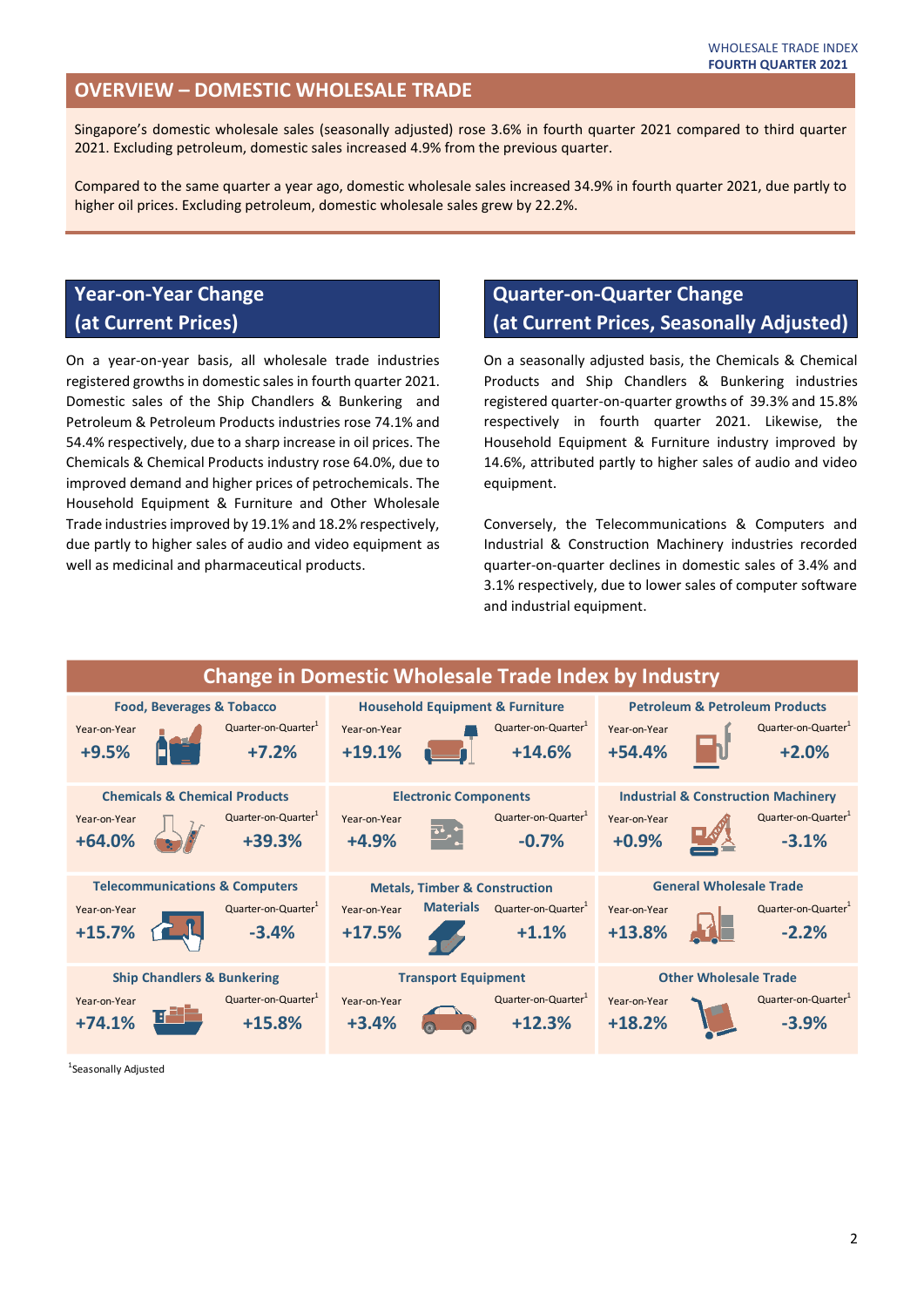## OVERVIEW – DOMESTIC WHOLESALE TRADE

Singapore's domestic wholesale sales (seasonally adjusted) rose 3.6% in fourth quarter 2021 compared to third quarter 2021. Excluding petroleum, domestic sales increased 4.9% from the previous quarter.

Compared to the same quarter a year ago, domestic wholesale sales increased 34.9% in fourth quarter 2021, due partly to higher oil prices. Excluding petroleum, domestic wholesale sales grew by 22.2%.

## Year-on-Year Change (at Current Prices)

On a year-on-year basis, all wholesale trade industries registered growths in domestic sales in fourth quarter 2021. Domestic sales of the Ship Chandlers & Bunkering and Petroleum & Petroleum Products industries rose 74.1% and 54.4% respectively, due to a sharp increase in oil prices. The Chemicals & Chemical Products industry rose 64.0%, due to improved demand and higher prices of petrochemicals. The Household Equipment & Furniture and Other Wholesale Trade industries improved by 19.1% and 18.2% respectively, due partly to higher sales of audio and video equipment as well as medicinal and pharmaceutical products.

## Quarter-on-Quarter Change (at Current Prices, Seasonally Adjusted)

On a seasonally adjusted basis, the Chemicals & Chemical Products and Ship Chandlers & Bunkering industries registered quarter-on-quarter growths of 39.3% and 15.8% respectively in fourth quarter 2021. Likewise, the Household Equipment & Furniture industry improved by 14.6%, attributed partly to higher sales of audio and video equipment.

Conversely, the Telecommunications & Computers and Industrial & Construction Machinery industries recorded quarter-on-quarter declines in domestic sales of 3.4% and 3.1% respectively, due to lower sales of computer software and industrial equipment.

## Change in Domestic Wholesale Trade Index by Industry

| Industry | Year-on-Year | Quarter-on-Quarter[1] |
|---|---|---|
| Food, Beverages & Tobacco | +9.5% | +7.2% |
| Household Equipment & Furniture | +19.1% | +14.6% |
| Petroleum & Petroleum Products | +54.4% | +2.0% |
| Chemicals & Chemical Products | +64.0% | +39.3% |
| Electronic Components | +4.9% | -0.7% |
| Industrial & Construction Machinery | +0.9% | -3.1% |
| Telecommunications & Computers | +15.7% | -3.4% |
| Metals, Timber & Construction Materials | +17.5% | +1.1% |
| General Wholesale Trade | +13.8% | -2.2% |
| Ship Chandlers & Bunkering | +74.1% | +15.8% |
| Transport Equipment | +3.4% | +12.3% |
| Other Wholesale Trade | +18.2% | -3.9% |

[1]Seasonally Adjusted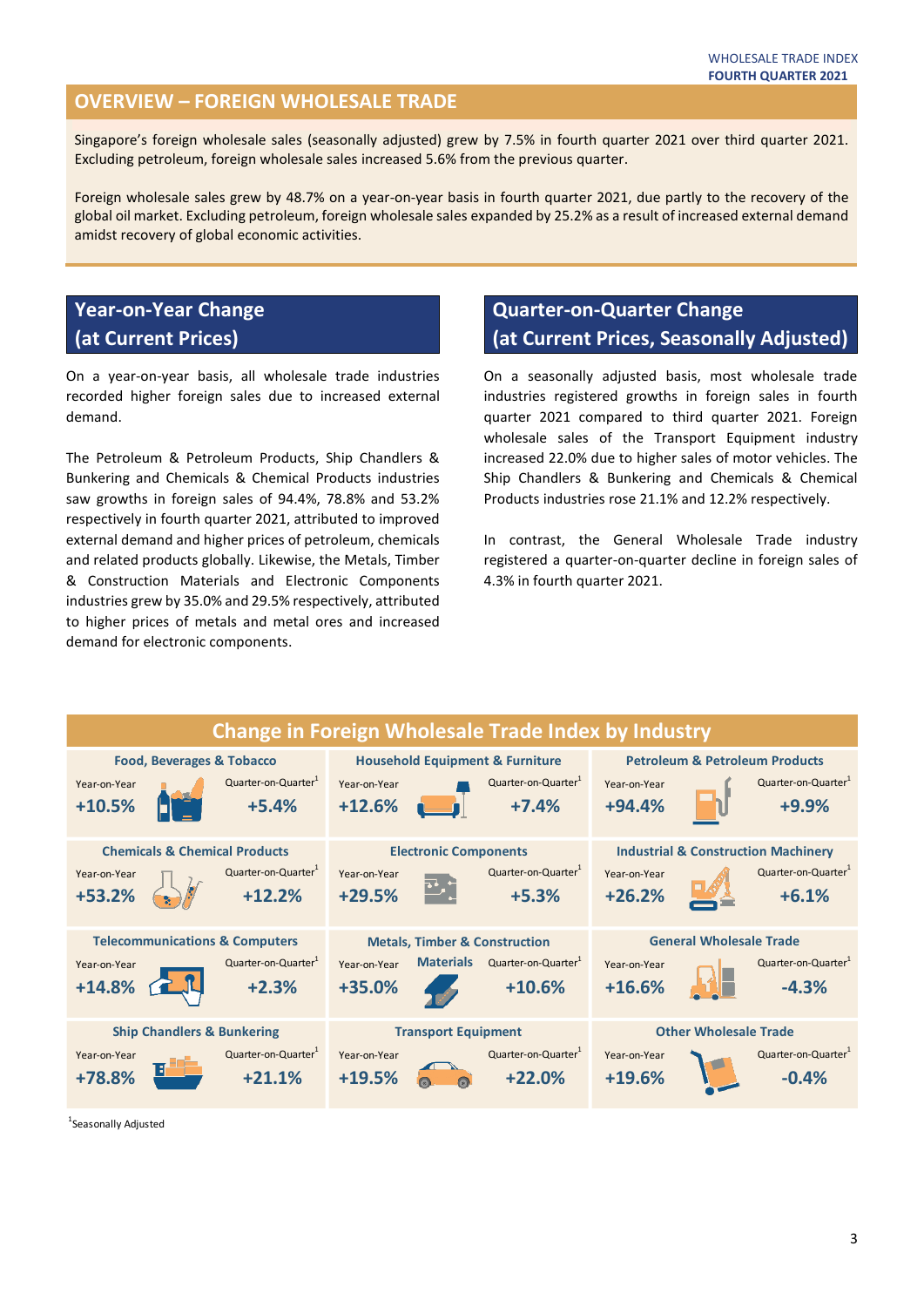## OVERVIEW – FOREIGN WHOLESALE TRADE

Singapore's foreign wholesale sales (seasonally adjusted) grew by 7.5% in fourth quarter 2021 over third quarter 2021. Excluding petroleum, foreign wholesale sales increased 5.6% from the previous quarter.

Foreign wholesale sales grew by 48.7% on a year-on-year basis in fourth quarter 2021, due partly to the recovery of the global oil market. Excluding petroleum, foreign wholesale sales expanded by 25.2% as a result of increased external demand amidst recovery of global economic activities.

## Year-on-Year Change (at Current Prices)

On a year-on-year basis, all wholesale trade industries recorded higher foreign sales due to increased external demand.

The Petroleum & Petroleum Products, Ship Chandlers & Bunkering and Chemicals & Chemical Products industries saw growths in foreign sales of 94.4%, 78.8% and 53.2% respectively in fourth quarter 2021, attributed to improved external demand and higher prices of petroleum, chemicals and related products globally. Likewise, the Metals, Timber & Construction Materials and Electronic Components industries grew by 35.0% and 29.5% respectively, attributed to higher prices of metals and metal ores and increased demand for electronic components.

## Quarter-on-Quarter Change (at Current Prices, Seasonally Adjusted)

On a seasonally adjusted basis, most wholesale trade industries registered growths in foreign sales in fourth quarter 2021 compared to third quarter 2021. Foreign wholesale sales of the Transport Equipment industry increased 22.0% due to higher sales of motor vehicles. The Ship Chandlers & Bunkering and Chemicals & Chemical Products industries rose 21.1% and 12.2% respectively.

In contrast, the General Wholesale Trade industry registered a quarter-on-quarter decline in foreign sales of 4.3% in fourth quarter 2021.

## Change in Foreign Wholesale Trade Index by Industry

| Industry | Year-on-Year | Quarter-on-Quarter[1] |
|---|---|---|
| Food, Beverages & Tobacco | +10.5% | +5.4% |
| Household Equipment & Furniture | +12.6% | +7.4% |
| Petroleum & Petroleum Products | +94.4% | +9.9% |
| Chemicals & Chemical Products | +53.2% | +12.2% |
| Electronic Components | +29.5% | +5.3% |
| Industrial & Construction Machinery | +26.2% | +6.1% |
| Telecommunications & Computers | +14.8% | +2.3% |
| Metals, Timber & Construction Materials | +35.0% | +10.6% |
| General Wholesale Trade | +16.6% | -4.3% |
| Ship Chandlers & Bunkering | +78.8% | +21.1% |
| Transport Equipment | +19.5% | +22.0% |
| Other Wholesale Trade | +19.6% | -0.4% |

[1]Seasonally Adjusted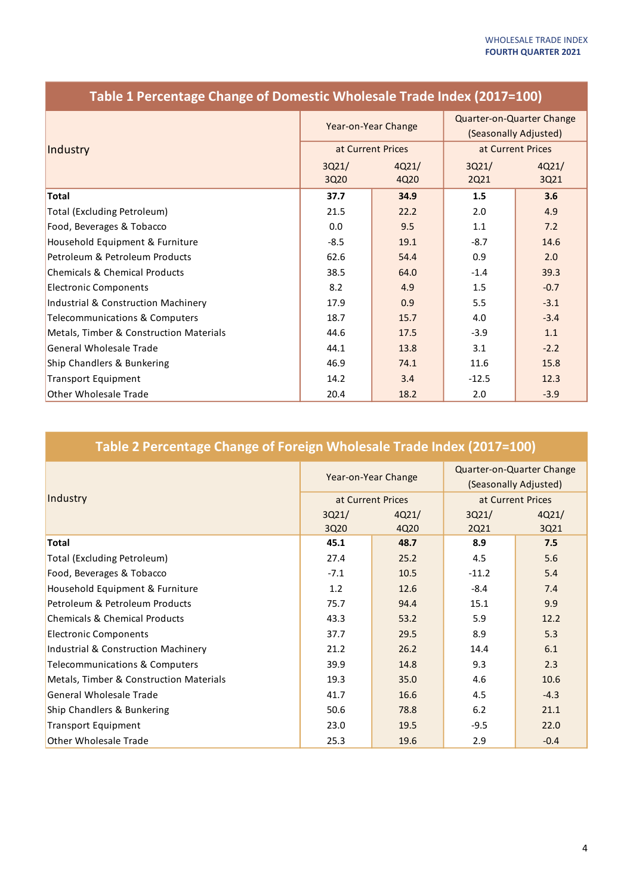## Table 1 Percentage Change of Domestic Wholesale Trade Index (2017=100)

| Industry | Year-on-Year Change at Current Prices | | Quarter-on-Quarter Change (Seasonally Adjusted) at Current Prices | |
|---|---|---|---|---|
| | 3Q21/ 3Q20 | 4Q21/ 4Q20 | 3Q21/ 2Q21 | 4Q21/ 3Q21 |
| **Total** | **37.7** | **34.9** | **1.5** | **3.6** |
| Total (Excluding Petroleum) | 21.5 | 22.2 | 2.0 | 4.9 |
| Food, Beverages & Tobacco | 0.0 | 9.5 | 1.1 | 7.2 |
| Household Equipment & Furniture | -8.5 | 19.1 | -8.7 | 14.6 |
| Petroleum & Petroleum Products | 62.6 | 54.4 | 0.9 | 2.0 |
| Chemicals & Chemical Products | 38.5 | 64.0 | -1.4 | 39.3 |
| Electronic Components | 8.2 | 4.9 | 1.5 | -0.7 |
| Industrial & Construction Machinery | 17.9 | 0.9 | 5.5 | -3.1 |
| Telecommunications & Computers | 18.7 | 15.7 | 4.0 | -3.4 |
| Metals, Timber & Construction Materials | 44.6 | 17.5 | -3.9 | 1.1 |
| General Wholesale Trade | 44.1 | 13.8 | 3.1 | -2.2 |
| Ship Chandlers & Bunkering | 46.9 | 74.1 | 11.6 | 15.8 |
| Transport Equipment | 14.2 | 3.4 | -12.5 | 12.3 |
| Other Wholesale Trade | 20.4 | 18.2 | 2.0 | -3.9 |

## Table 2 Percentage Change of Foreign Wholesale Trade Index (2017=100)

| Industry | Year-on-Year Change at Current Prices | | Quarter-on-Quarter Change (Seasonally Adjusted) at Current Prices | |
|---|---|---|---|---|
| | 3Q21/ 3Q20 | 4Q21/ 4Q20 | 3Q21/ 2Q21 | 4Q21/ 3Q21 |
| **Total** | **45.1** | **48.7** | **8.9** | **7.5** |
| Total (Excluding Petroleum) | 27.4 | 25.2 | 4.5 | 5.6 |
| Food, Beverages & Tobacco | -7.1 | 10.5 | -11.2 | 5.4 |
| Household Equipment & Furniture | 1.2 | 12.6 | -8.4 | 7.4 |
| Petroleum & Petroleum Products | 75.7 | 94.4 | 15.1 | 9.9 |
| Chemicals & Chemical Products | 43.3 | 53.2 | 5.9 | 12.2 |
| Electronic Components | 37.7 | 29.5 | 8.9 | 5.3 |
| Industrial & Construction Machinery | 21.2 | 26.2 | 14.4 | 6.1 |
| Telecommunications & Computers | 39.9 | 14.8 | 9.3 | 2.3 |
| Metals, Timber & Construction Materials | 19.3 | 35.0 | 4.6 | 10.6 |
| General Wholesale Trade | 41.7 | 16.6 | 4.5 | -4.3 |
| Ship Chandlers & Bunkering | 50.6 | 78.8 | 6.2 | 21.1 |
| Transport Equipment | 23.0 | 19.5 | -9.5 | 22.0 |
| Other Wholesale Trade | 25.3 | 19.6 | 2.9 | -0.4 |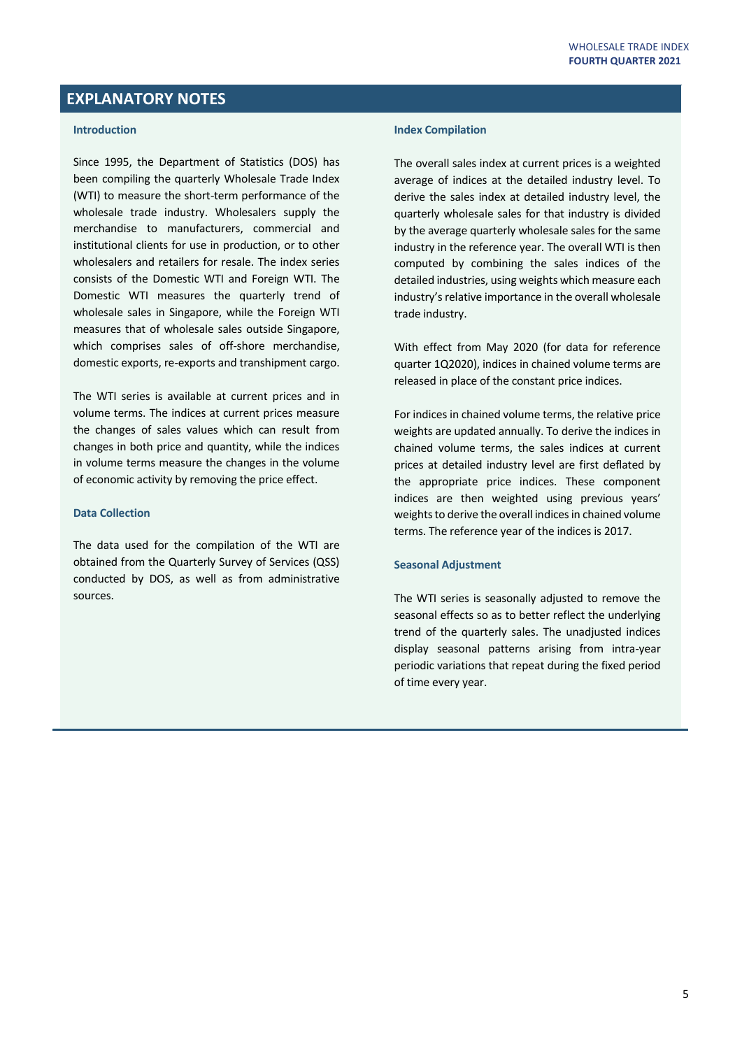## EXPLANATORY NOTES

### Introduction

Since 1995, the Department of Statistics (DOS) has been compiling the quarterly Wholesale Trade Index (WTI) to measure the short-term performance of the wholesale trade industry. Wholesalers supply the merchandise to manufacturers, commercial and institutional clients for use in production, or to other wholesalers and retailers for resale. The index series consists of the Domestic WTI and Foreign WTI. The Domestic WTI measures the quarterly trend of wholesale sales in Singapore, while the Foreign WTI measures that of wholesale sales outside Singapore, which comprises sales of off-shore merchandise, domestic exports, re-exports and transhipment cargo.

The WTI series is available at current prices and in volume terms. The indices at current prices measure the changes of sales values which can result from changes in both price and quantity, while the indices in volume terms measure the changes in the volume of economic activity by removing the price effect.

### Data Collection

The data used for the compilation of the WTI are obtained from the Quarterly Survey of Services (QSS) conducted by DOS, as well as from administrative sources.

### Index Compilation

The overall sales index at current prices is a weighted average of indices at the detailed industry level. To derive the sales index at detailed industry level, the quarterly wholesale sales for that industry is divided by the average quarterly wholesale sales for the same industry in the reference year. The overall WTI is then computed by combining the sales indices of the detailed industries, using weights which measure each industry's relative importance in the overall wholesale trade industry.

With effect from May 2020 (for data for reference quarter 1Q2020), indices in chained volume terms are released in place of the constant price indices.

For indices in chained volume terms, the relative price weights are updated annually. To derive the indices in chained volume terms, the sales indices at current prices at detailed industry level are first deflated by the appropriate price indices. These component indices are then weighted using previous years' weights to derive the overall indices in chained volume terms. The reference year of the indices is 2017.

### Seasonal Adjustment

The WTI series is seasonally adjusted to remove the seasonal effects so as to better reflect the underlying trend of the quarterly sales. The unadjusted indices display seasonal patterns arising from intra-year periodic variations that repeat during the fixed period of time every year.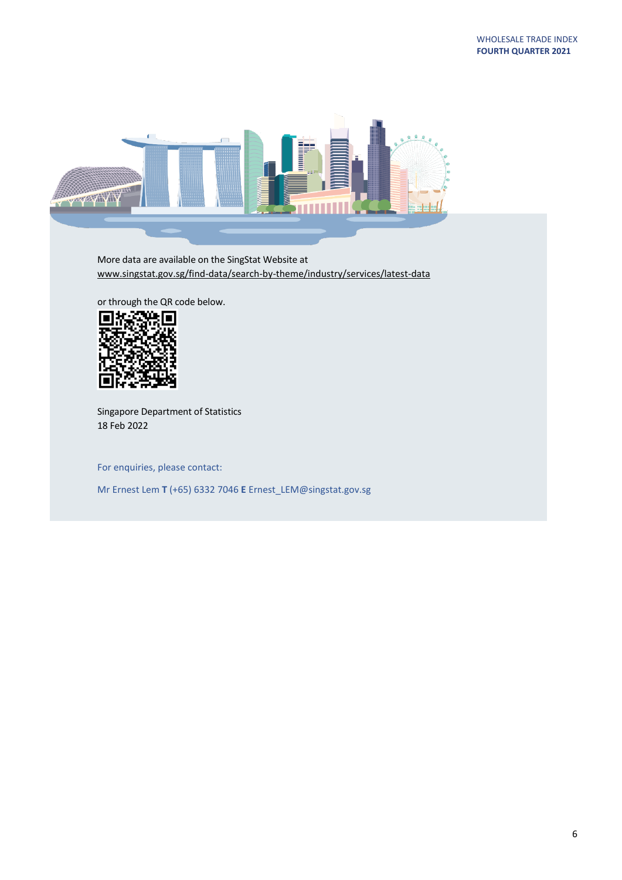More data are available on the SingStat Website at
www.singstat.gov.sg/find-data/search-by-theme/industry/services/latest-data

or through the QR code below.

Singapore Department of Statistics
18 Feb 2022

For enquiries, please contact:

Mr Ernest Lem **T** (+65) 6332 7046 **E** Ernest_LEM@singstat.gov.sg